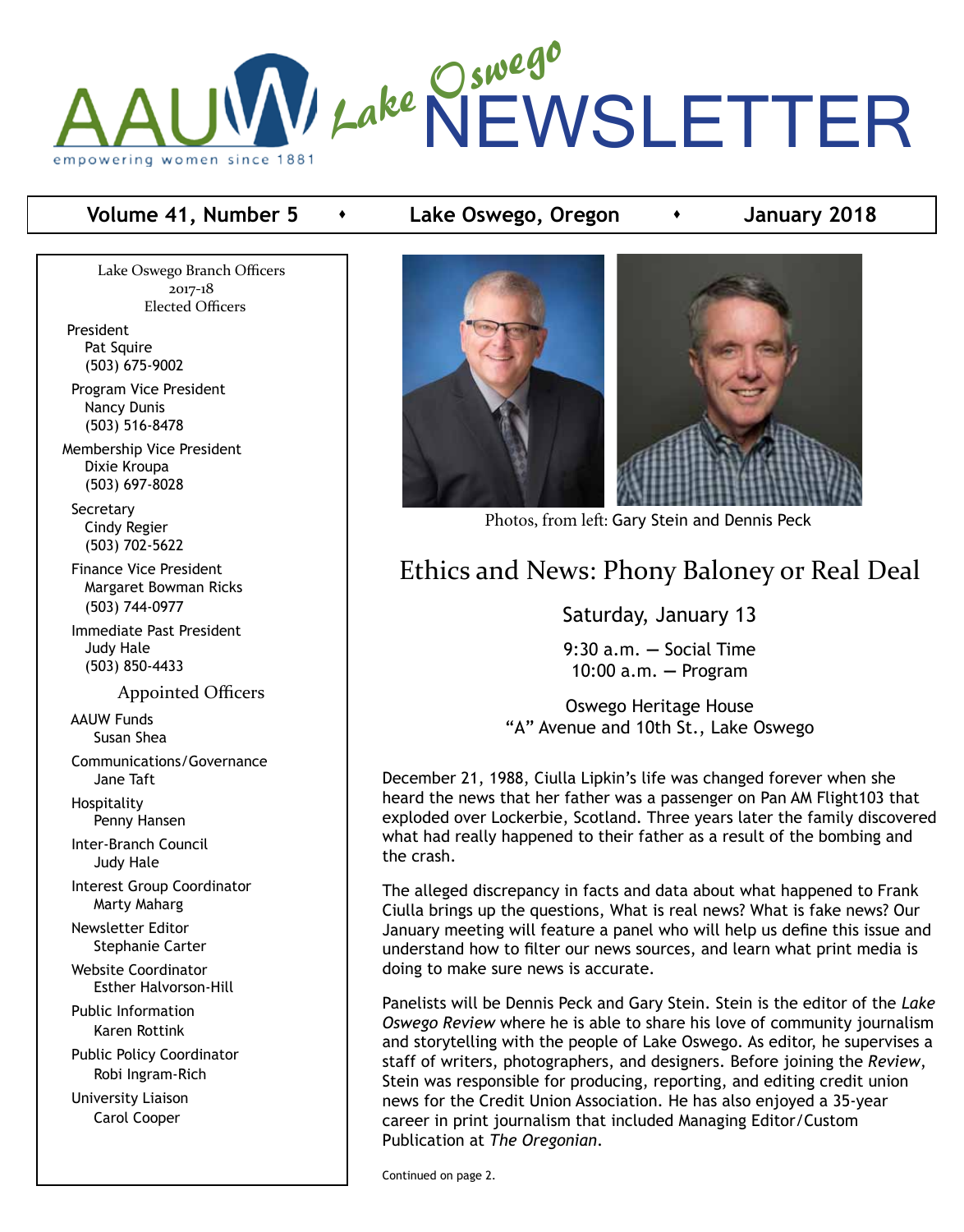# AAUW Lake Oswego NEWSLETTER

empowering women since 1881

**Volume 41, Number 5** • **Lake Oswego, Oregon** • **January 2018**

Lake Oswego Branch Officers
2017-18
Elected Officers

President
Pat Squire
(503) 675-9002

Program Vice President
Nancy Dunis
(503) 516-8478

Membership Vice President
Dixie Kroupa
(503) 697-8028

Secretary
Cindy Regier
(503) 702-5622

Finance Vice President
Margaret Bowman Ricks
(503) 744-0977

Immediate Past President
Judy Hale
(503) 850-4433

Appointed Officers

AAUW Funds
Susan Shea

Communications/Governance
Jane Taft

Hospitality
Penny Hansen

Inter-Branch Council
Judy Hale

Interest Group Coordinator
Marty Maharg

Newsletter Editor
Stephanie Carter

Website Coordinator
Esther Halvorson-Hill

Public Information
Karen Rottink

Public Policy Coordinator
Robi Ingram-Rich

University Liaison
Carol Cooper

Photos, from left: Gary Stein and Dennis Peck

## Ethics and News: Phony Baloney or Real Deal

Saturday, January 13

9:30 a.m. — Social Time
10:00 a.m. — Program

Oswego Heritage House
"A" Avenue and 10th St., Lake Oswego

December 21, 1988, Ciulla Lipkin's life was changed forever when she heard the news that her father was a passenger on Pan AM Flight103 that exploded over Lockerbie, Scotland. Three years later the family discovered what had really happened to their father as a result of the bombing and the crash.

The alleged discrepancy in facts and data about what happened to Frank Ciulla brings up the questions, What is real news? What is fake news? Our January meeting will feature a panel who will help us define this issue and understand how to filter our news sources, and learn what print media is doing to make sure news is accurate.

Panelists will be Dennis Peck and Gary Stein. Stein is the editor of the *Lake Oswego Review* where he is able to share his love of community journalism and storytelling with the people of Lake Oswego. As editor, he supervises a staff of writers, photographers, and designers. Before joining the *Review*, Stein was responsible for producing, reporting, and editing credit union news for the Credit Union Association. He has also enjoyed a 35-year career in print journalism that included Managing Editor/Custom Publication at *The Oregonian*.

Continued on page 2.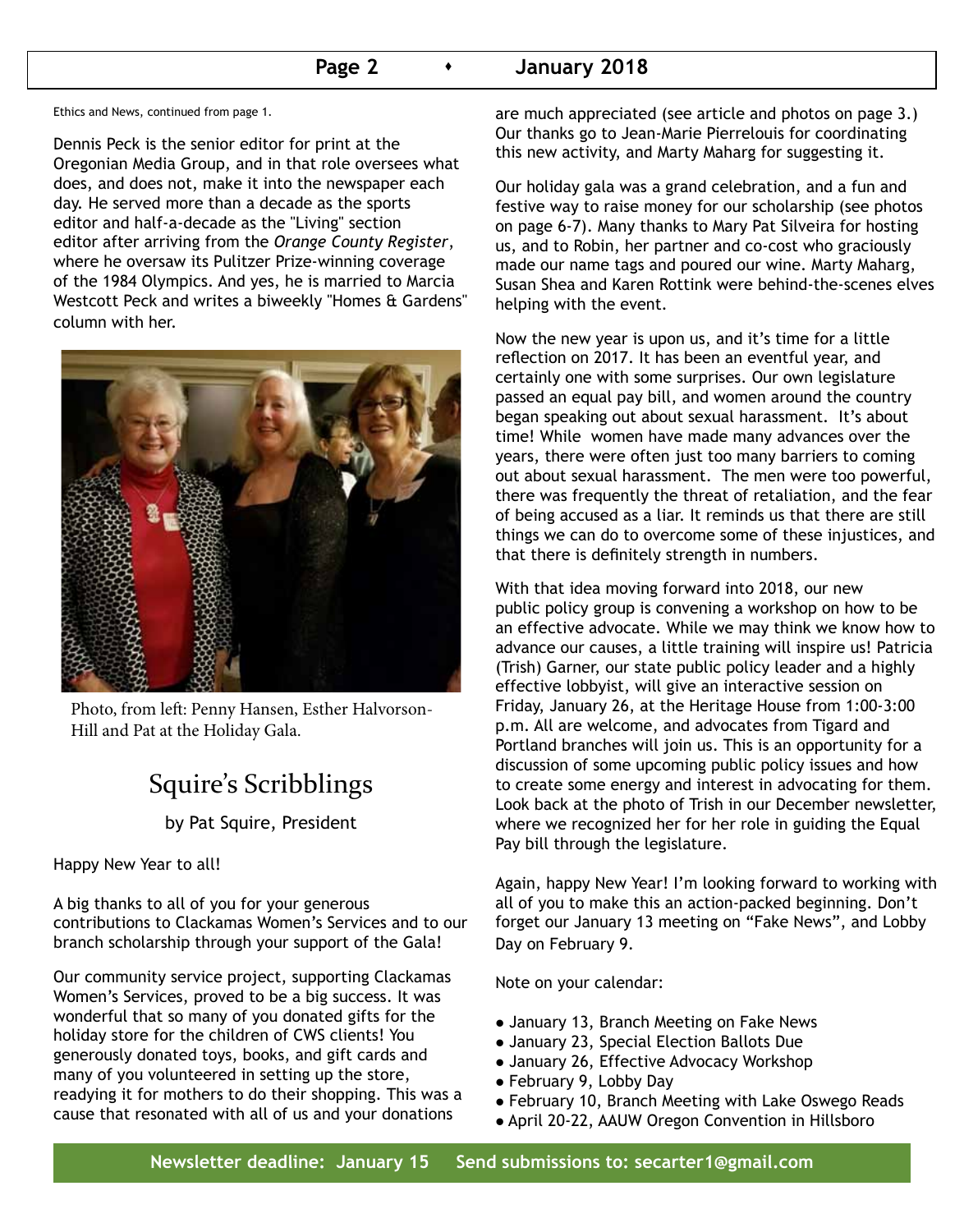Ethics and News, continued from page 1.

Dennis Peck is the senior editor for print at the Oregonian Media Group, and in that role oversees what does, and does not, make it into the newspaper each day. He served more than a decade as the sports editor and half-a-decade as the "Living" section editor after arriving from the *Orange County Register*, where he oversaw its Pulitzer Prize-winning coverage of the 1984 Olympics. And yes, he is married to Marcia Westcott Peck and writes a biweekly "Homes & Gardens" column with her.

Photo, from left: Penny Hansen, Esther Halvorson-Hill and Pat at the Holiday Gala.

# Squire's Scribblings

by Pat Squire, President

Happy New Year to all!

A big thanks to all of you for your generous contributions to Clackamas Women's Services and to our branch scholarship through your support of the Gala!

Our community service project, supporting Clackamas Women's Services, proved to be a big success. It was wonderful that so many of you donated gifts for the holiday store for the children of CWS clients! You generously donated toys, books, and gift cards and many of you volunteered in setting up the store, readying it for mothers to do their shopping. This was a cause that resonated with all of us and your donations are much appreciated (see article and photos on page 3.) Our thanks go to Jean-Marie Pierrelouis for coordinating this new activity, and Marty Maharg for suggesting it.

Our holiday gala was a grand celebration, and a fun and festive way to raise money for our scholarship (see photos on page 6-7). Many thanks to Mary Pat Silveira for hosting us, and to Robin, her partner and co-cost who graciously made our name tags and poured our wine. Marty Maharg, Susan Shea and Karen Rottink were behind-the-scenes elves helping with the event.

Now the new year is upon us, and it's time for a little reflection on 2017. It has been an eventful year, and certainly one with some surprises. Our own legislature passed an equal pay bill, and women around the country began speaking out about sexual harassment. It's about time! While women have made many advances over the years, there were often just too many barriers to coming out about sexual harassment. The men were too powerful, there was frequently the threat of retaliation, and the fear of being accused as a liar. It reminds us that there are still things we can do to overcome some of these injustices, and that there is definitely strength in numbers.

With that idea moving forward into 2018, our new public policy group is convening a workshop on how to be an effective advocate. While we may think we know how to advance our causes, a little training will inspire us! Patricia (Trish) Garner, our state public policy leader and a highly effective lobbyist, will give an interactive session on Friday, January 26, at the Heritage House from 1:00-3:00 p.m. All are welcome, and advocates from Tigard and Portland branches will join us. This is an opportunity for a discussion of some upcoming public policy issues and how to create some energy and interest in advocating for them. Look back at the photo of Trish in our December newsletter, where we recognized her for her role in guiding the Equal Pay bill through the legislature.

Again, happy New Year! I'm looking forward to working with all of you to make this an action-packed beginning. Don't forget our January 13 meeting on "Fake News", and Lobby Day on February 9.

Note on your calendar:

- January 13, Branch Meeting on Fake News
- January 23, Special Election Ballots Due
- January 26, Effective Advocacy Workshop
- February 9, Lobby Day
- February 10, Branch Meeting with Lake Oswego Reads
- April 20-22, AAUW Oregon Convention in Hillsboro

**Newsletter deadline: January 15 Send submissions to: secarter1@gmail.com**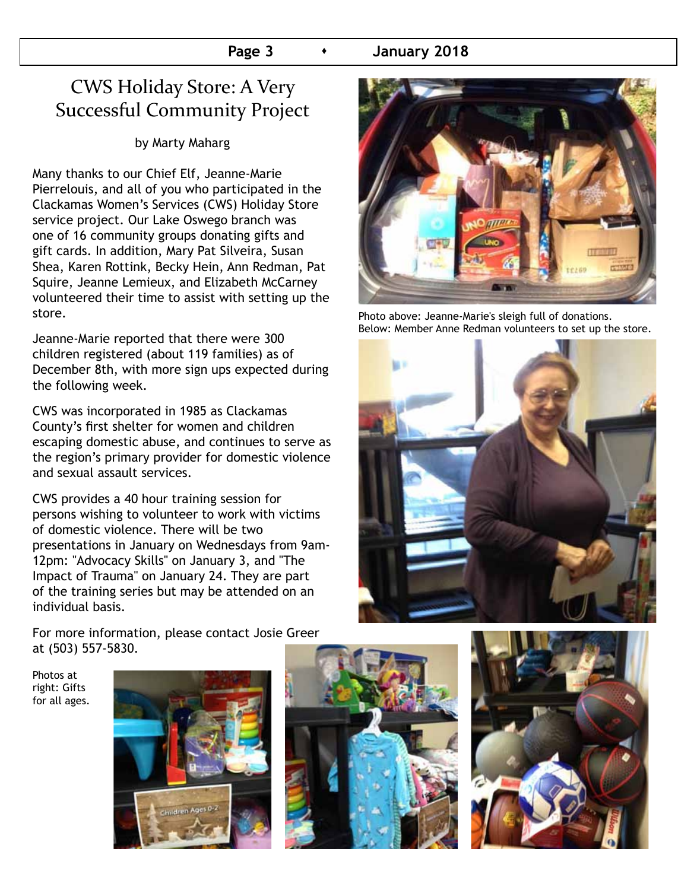# CWS Holiday Store: A Very Successful Community Project

by Marty Maharg

Many thanks to our Chief Elf, Jeanne-Marie Pierrelouis, and all of you who participated in the Clackamas Women's Services (CWS) Holiday Store service project. Our Lake Oswego branch was one of 16 community groups donating gifts and gift cards. In addition, Mary Pat Silveira, Susan Shea, Karen Rottink, Becky Hein, Ann Redman, Pat Squire, Jeanne Lemieux, and Elizabeth McCarney volunteered their time to assist with setting up the store.

Jeanne-Marie reported that there were 300 children registered (about 119 families) as of December 8th, with more sign ups expected during the following week.

CWS was incorporated in 1985 as Clackamas County's first shelter for women and children escaping domestic abuse, and continues to serve as the region's primary provider for domestic violence and sexual assault services.

CWS provides a 40 hour training session for persons wishing to volunteer to work with victims of domestic violence. There will be two presentations in January on Wednesdays from 9am-12pm: "Advocacy Skills" on January 3, and "The Impact of Trauma" on January 24. They are part of the training series but may be attended on an individual basis.

For more information, please contact Josie Greer at (503) 557-5830.

Photo above: Jeanne-Marie's sleigh full of donations.
Below: Member Anne Redman volunteers to set up the store.

Photos at right: Gifts for all ages.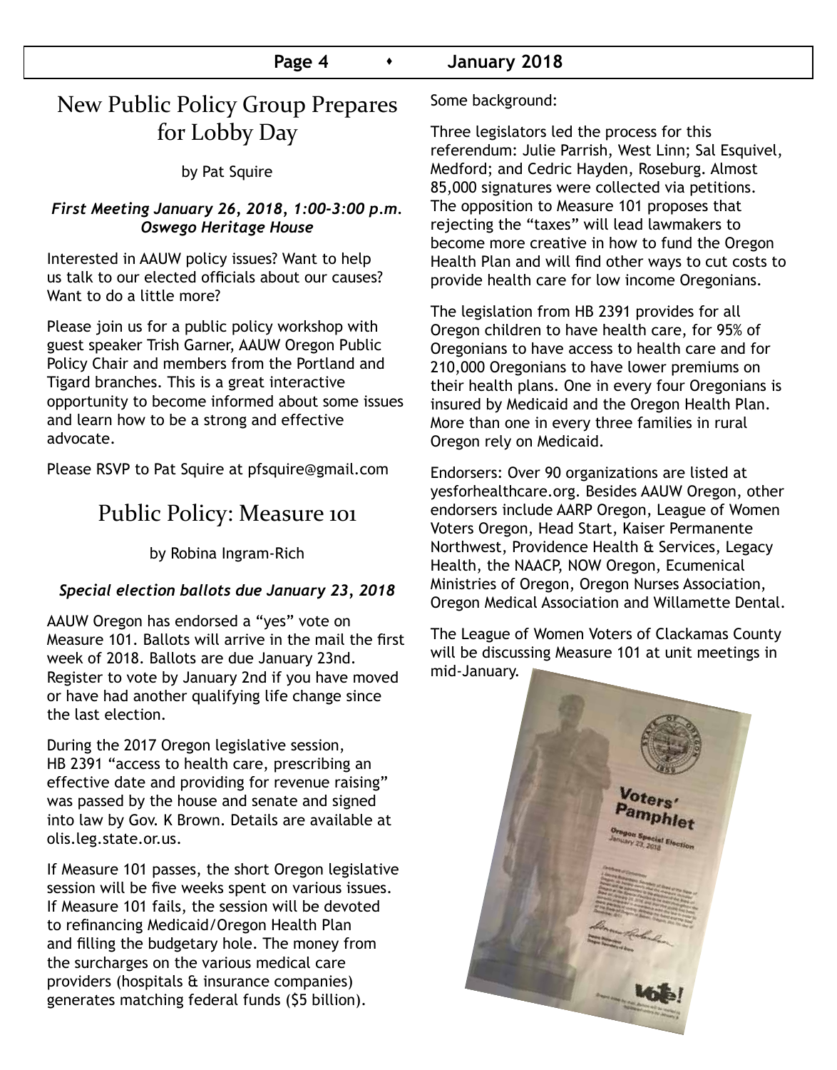# New Public Policy Group Prepares for Lobby Day

by Pat Squire

***First Meeting January 26, 2018, 1:00-3:00 p.m. Oswego Heritage House***

Interested in AAUW policy issues? Want to help us talk to our elected officials about our causes? Want to do a little more?

Please join us for a public policy workshop with guest speaker Trish Garner, AAUW Oregon Public Policy Chair and members from the Portland and Tigard branches. This is a great interactive opportunity to become informed about some issues and learn how to be a strong and effective advocate.

Please RSVP to Pat Squire at pfsquire@gmail.com

# Public Policy: Measure 101

by Robina Ingram-Rich

***Special election ballots due January 23, 2018***

AAUW Oregon has endorsed a "yes" vote on Measure 101. Ballots will arrive in the mail the first week of 2018. Ballots are due January 23nd. Register to vote by January 2nd if you have moved or have had another qualifying life change since the last election.

During the 2017 Oregon legislative session, HB 2391 "access to health care, prescribing an effective date and providing for revenue raising" was passed by the house and senate and signed into law by Gov. K Brown. Details are available at olis.leg.state.or.us.

If Measure 101 passes, the short Oregon legislative session will be five weeks spent on various issues. If Measure 101 fails, the session will be devoted to refinancing Medicaid/Oregon Health Plan and filling the budgetary hole. The money from the surcharges on the various medical care providers (hospitals & insurance companies) generates matching federal funds ($5 billion).

Some background:

Three legislators led the process for this referendum: Julie Parrish, West Linn; Sal Esquivel, Medford; and Cedric Hayden, Roseburg. Almost 85,000 signatures were collected via petitions. The opposition to Measure 101 proposes that rejecting the "taxes" will lead lawmakers to become more creative in how to fund the Oregon Health Plan and will find other ways to cut costs to provide health care for low income Oregonians.

The legislation from HB 2391 provides for all Oregon children to have health care, for 95% of Oregonians to have access to health care and for 210,000 Oregonians to have lower premiums on their health plans. One in every four Oregonians is insured by Medicaid and the Oregon Health Plan. More than one in every three families in rural Oregon rely on Medicaid.

Endorsers: Over 90 organizations are listed at yesforhealthcare.org. Besides AAUW Oregon, other endorsers include AARP Oregon, League of Women Voters Oregon, Head Start, Kaiser Permanente Northwest, Providence Health & Services, Legacy Health, the NAACP, NOW Oregon, Ecumenical Ministries of Oregon, Oregon Nurses Association, Oregon Medical Association and Willamette Dental.

The League of Women Voters of Clackamas County will be discussing Measure 101 at unit meetings in mid-January.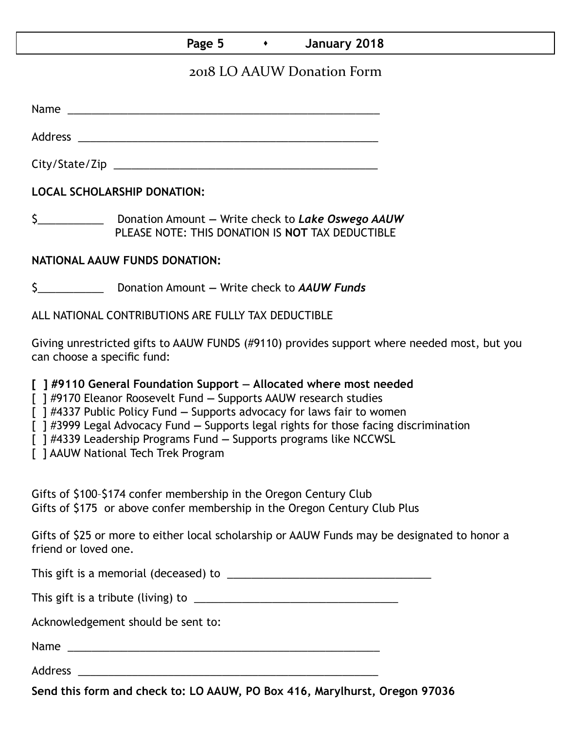# 2018 LO AAUW Donation Form

Name ______________________________________________________

Address ____________________________________________________

City/State/Zip _______________________________________________

**LOCAL SCHOLARSHIP DONATION:**

$___________ Donation Amount — Write check to ***Lake Oswego AAUW***
PLEASE NOTE: THIS DONATION IS **NOT** TAX DEDUCTIBLE

**NATIONAL AAUW FUNDS DONATION:**

$___________ Donation Amount — Write check to ***AAUW Funds***

ALL NATIONAL CONTRIBUTIONS ARE FULLY TAX DEDUCTIBLE

Giving unrestricted gifts to AAUW FUNDS (#9110) provides support where needed most, but you can choose a specific fund:

**[ ] #9110 General Foundation Support — Allocated where most needed**
[ ] #9170 Eleanor Roosevelt Fund — Supports AAUW research studies
[ ] #4337 Public Policy Fund — Supports advocacy for laws fair to women
[ ] #3999 Legal Advocacy Fund — Supports legal rights for those facing discrimination
[ ] #4339 Leadership Programs Fund — Supports programs like NCCWSL
[ ] AAUW National Tech Trek Program

Gifts of $100–$174 confer membership in the Oregon Century Club
Gifts of $175 or above confer membership in the Oregon Century Club Plus

Gifts of $25 or more to either local scholarship or AAUW Funds may be designated to honor a friend or loved one.

This gift is a memorial (deceased) to ___________________________________

This gift is a tribute (living) to ___________________________________

Acknowledgement should be sent to:

Name ______________________________________________________

Address ____________________________________________________

**Send this form and check to: LO AAUW, PO Box 416, Marylhurst, Oregon 97036**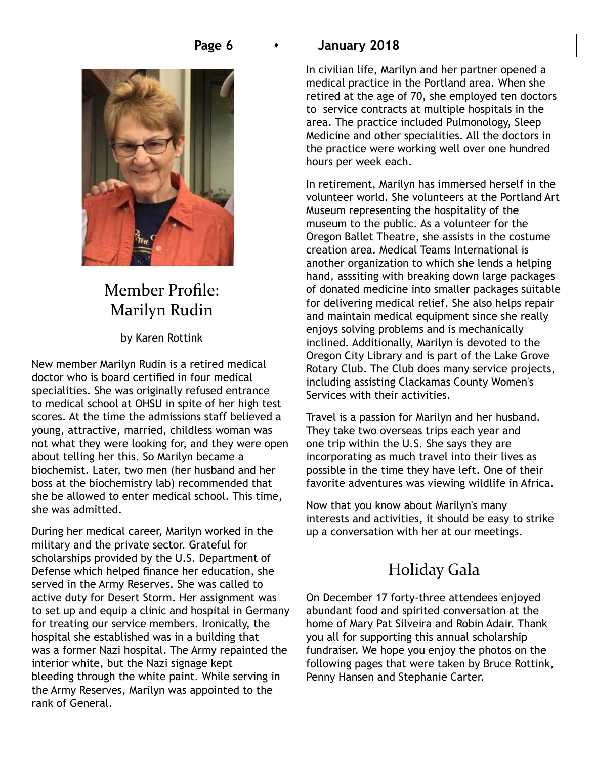## Member Profile: Marilyn Rudin

by Karen Rottink

New member Marilyn Rudin is a retired medical doctor who is board certified in four medical specialities. She was originally refused entrance to medical school at OHSU in spite of her high test scores. At the time the admissions staff believed a young, attractive, married, childless woman was not what they were looking for, and they were open about telling her this. So Marilyn became a biochemist. Later, two men (her husband and her boss at the biochemistry lab) recommended that she be allowed to enter medical school. This time, she was admitted.

During her medical career, Marilyn worked in the military and the private sector. Grateful for scholarships provided by the U.S. Department of Defense which helped finance her education, she served in the Army Reserves. She was called to active duty for Desert Storm. Her assignment was to set up and equip a clinic and hospital in Germany for treating our service members. Ironically, the hospital she established was in a building that was a former Nazi hospital. The Army repainted the interior white, but the Nazi signage kept bleeding through the white paint. While serving in the Army Reserves, Marilyn was appointed to the rank of General.

In civilian life, Marilyn and her partner opened a medical practice in the Portland area. When she retired at the age of 70, she employed ten doctors to service contracts at multiple hospitals in the area. The practice included Pulmonology, Sleep Medicine and other specialities. All the doctors in the practice were working well over one hundred hours per week each.

In retirement, Marilyn has immersed herself in the volunteer world. She volunteers at the Portland Art Museum representing the hospitality of the museum to the public. As a volunteer for the Oregon Ballet Theatre, she assists in the costume creation area. Medical Teams International is another organization to which she lends a helping hand, asssiting with breaking down large packages of donated medicine into smaller packages suitable for delivering medical relief. She also helps repair and maintain medical equipment since she really enjoys solving problems and is mechanically inclined. Additionally, Marilyn is devoted to the Oregon City Library and is part of the Lake Grove Rotary Club. The Club does many service projects, including assisting Clackamas County Women's Services with their activities.

Travel is a passion for Marilyn and her husband. They take two overseas trips each year and one trip within the U.S. She says they are incorporating as much travel into their lives as possible in the time they have left. One of their favorite adventures was viewing wildlife in Africa.

Now that you know about Marilyn's many interests and activities, it should be easy to strike up a conversation with her at our meetings.

## Holiday Gala

On December 17 forty-three attendees enjoyed abundant food and spirited conversation at the home of Mary Pat Silveira and Robin Adair. Thank you all for supporting this annual scholarship fundraiser. We hope you enjoy the photos on the following pages that were taken by Bruce Rottink, Penny Hansen and Stephanie Carter.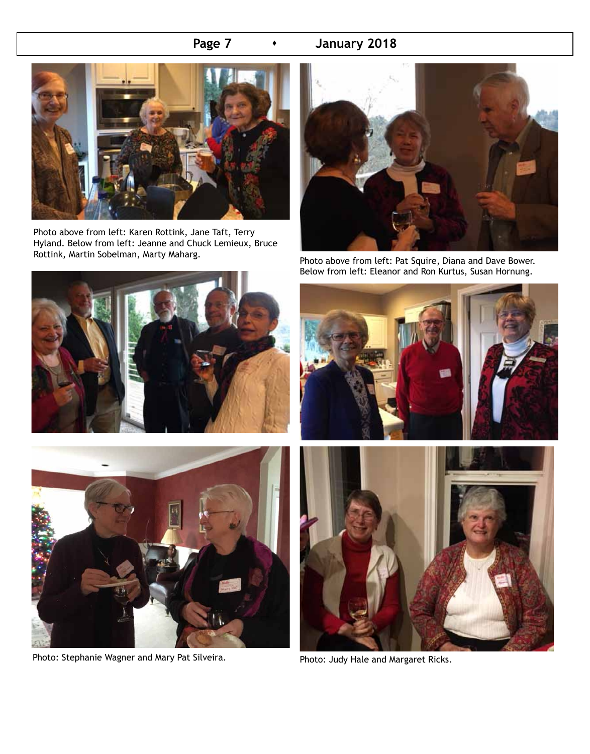Photo above from left: Karen Rottink, Jane Taft, Terry Hyland. Below from left: Jeanne and Chuck Lemieux, Bruce Rottink, Martin Sobelman, Marty Maharg.

Photo above from left: Pat Squire, Diana and Dave Bower. Below from left: Eleanor and Ron Kurtus, Susan Hornung.

Photo: Stephanie Wagner and Mary Pat Silveira.

Photo: Judy Hale and Margaret Ricks.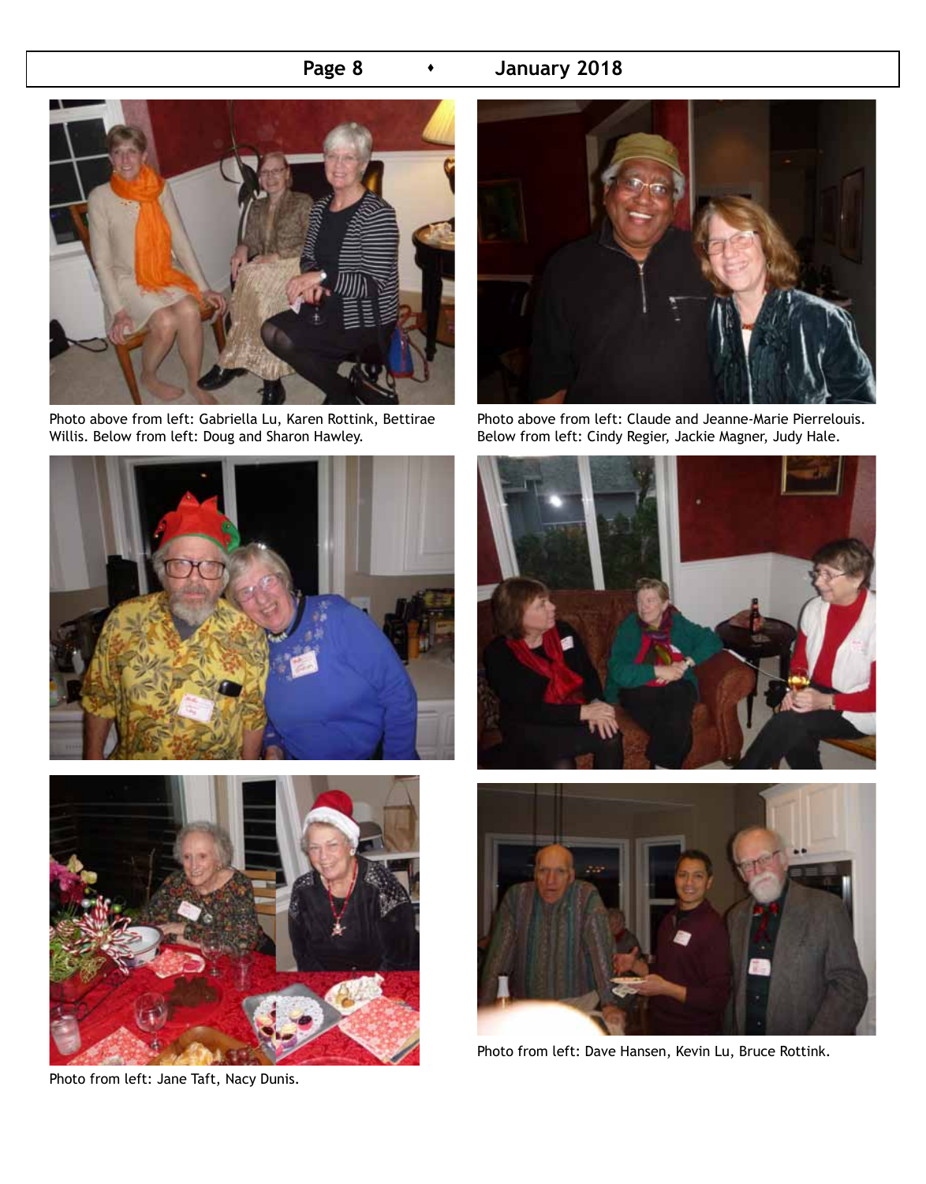Photo above from left: Gabriella Lu, Karen Rottink, Bettirae Willis. Below from left: Doug and Sharon Hawley.

Photo above from left: Claude and Jeanne-Marie Pierrelouis. Below from left: Cindy Regier, Jackie Magner, Judy Hale.

Photo from left: Jane Taft, Nacy Dunis.

Photo from left: Dave Hansen, Kevin Lu, Bruce Rottink.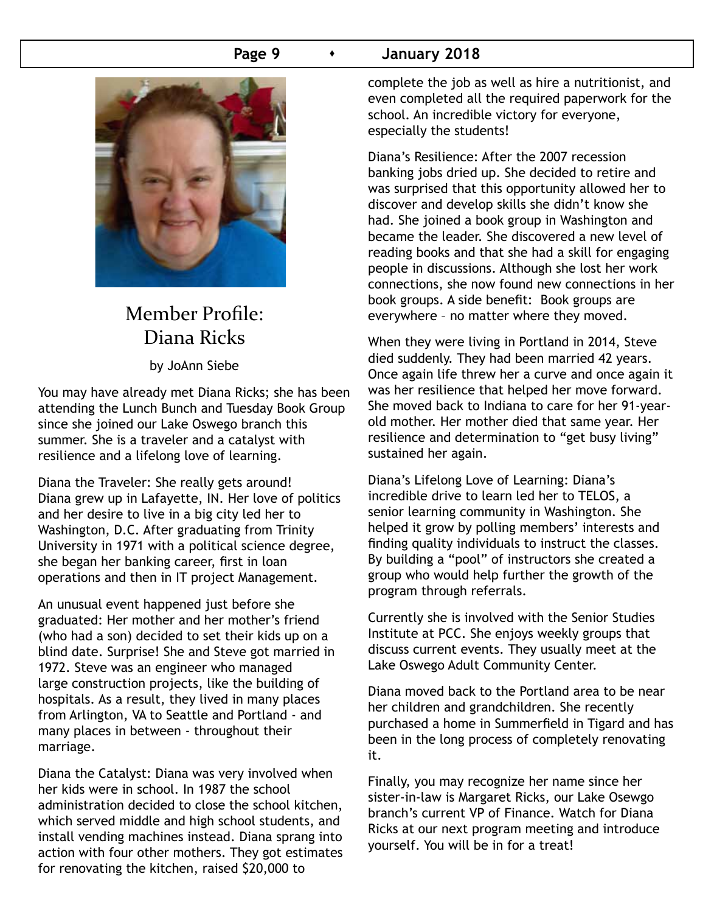# Member Profile: Diana Ricks

by JoAnn Siebe

You may have already met Diana Ricks; she has been attending the Lunch Bunch and Tuesday Book Group since she joined our Lake Oswego branch this summer. She is a traveler and a catalyst with resilience and a lifelong love of learning.

Diana the Traveler: She really gets around! Diana grew up in Lafayette, IN. Her love of politics and her desire to live in a big city led her to Washington, D.C. After graduating from Trinity University in 1971 with a political science degree, she began her banking career, first in loan operations and then in IT project Management.

An unusual event happened just before she graduated: Her mother and her mother's friend (who had a son) decided to set their kids up on a blind date. Surprise! She and Steve got married in 1972. Steve was an engineer who managed large construction projects, like the building of hospitals. As a result, they lived in many places from Arlington, VA to Seattle and Portland - and many places in between - throughout their marriage.

Diana the Catalyst: Diana was very involved when her kids were in school. In 1987 the school administration decided to close the school kitchen, which served middle and high school students, and install vending machines instead. Diana sprang into action with four other mothers. They got estimates for renovating the kitchen, raised $20,000 to complete the job as well as hire a nutritionist, and even completed all the required paperwork for the school. An incredible victory for everyone, especially the students!

Diana's Resilience: After the 2007 recession banking jobs dried up. She decided to retire and was surprised that this opportunity allowed her to discover and develop skills she didn't know she had. She joined a book group in Washington and became the leader. She discovered a new level of reading books and that she had a skill for engaging people in discussions. Although she lost her work connections, she now found new connections in her book groups. A side benefit: Book groups are everywhere – no matter where they moved.

When they were living in Portland in 2014, Steve died suddenly. They had been married 42 years. Once again life threw her a curve and once again it was her resilience that helped her move forward. She moved back to Indiana to care for her 91-year-old mother. Her mother died that same year. Her resilience and determination to "get busy living" sustained her again.

Diana's Lifelong Love of Learning: Diana's incredible drive to learn led her to TELOS, a senior learning community in Washington. She helped it grow by polling members' interests and finding quality individuals to instruct the classes. By building a "pool" of instructors she created a group who would help further the growth of the program through referrals.

Currently she is involved with the Senior Studies Institute at PCC. She enjoys weekly groups that discuss current events. They usually meet at the Lake Oswego Adult Community Center.

Diana moved back to the Portland area to be near her children and grandchildren. She recently purchased a home in Summerfield in Tigard and has been in the long process of completely renovating it.

Finally, you may recognize her name since her sister-in-law is Margaret Ricks, our Lake Osewgo branch's current VP of Finance. Watch for Diana Ricks at our next program meeting and introduce yourself. You will be in for a treat!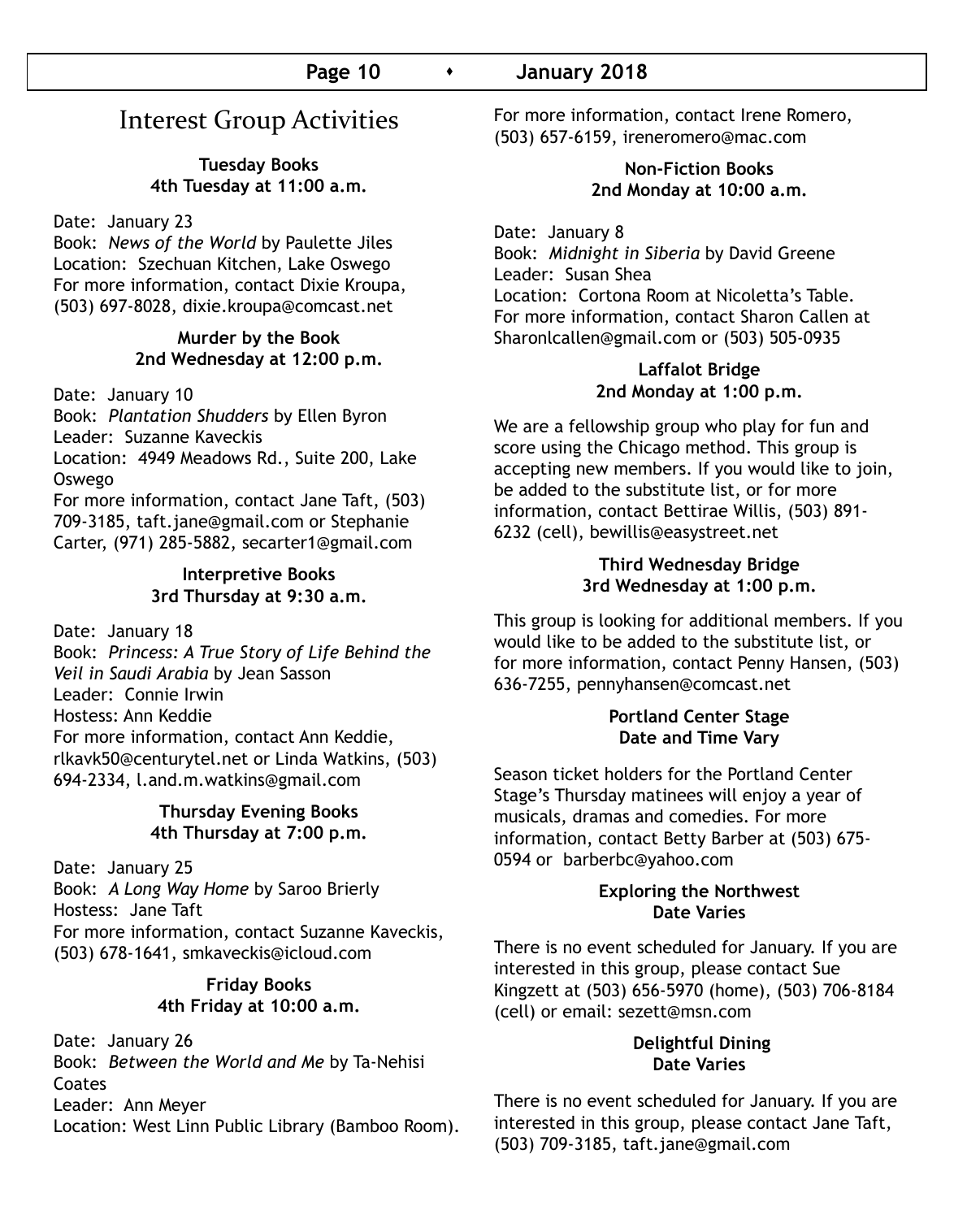# Interest Group Activities

**Tuesday Books**
**4th Tuesday at 11:00 a.m.**

Date: January 23
Book: *News of the World* by Paulette Jiles
Location: Szechuan Kitchen, Lake Oswego
For more information, contact Dixie Kroupa, (503) 697-8028, dixie.kroupa@comcast.net

**Murder by the Book**
**2nd Wednesday at 12:00 p.m.**

Date: January 10
Book: *Plantation Shudders* by Ellen Byron
Leader: Suzanne Kaveckis
Location: 4949 Meadows Rd., Suite 200, Lake Oswego
For more information, contact Jane Taft, (503) 709-3185, taft.jane@gmail.com or Stephanie Carter, (971) 285-5882, secarter1@gmail.com

**Interpretive Books**
**3rd Thursday at 9:30 a.m.**

Date: January 18
Book: *Princess: A True Story of Life Behind the Veil in Saudi Arabia* by Jean Sasson
Leader: Connie Irwin
Hostess: Ann Keddie
For more information, contact Ann Keddie, rlkavk50@centurytel.net or Linda Watkins, (503) 694-2334, l.and.m.watkins@gmail.com

**Thursday Evening Books**
**4th Thursday at 7:00 p.m.**

Date: January 25
Book: *A Long Way Home* by Saroo Brierly
Hostess: Jane Taft
For more information, contact Suzanne Kaveckis, (503) 678-1641, smkaveckis@icloud.com

**Friday Books**
**4th Friday at 10:00 a.m.**

Date: January 26
Book: *Between the World and Me* by Ta-Nehisi Coates
Leader: Ann Meyer
Location: West Linn Public Library (Bamboo Room).
For more information, contact Irene Romero, (503) 657-6159, ireneromero@mac.com

**Non-Fiction Books**
**2nd Monday at 10:00 a.m.**

Date: January 8
Book: *Midnight in Siberia* by David Greene
Leader: Susan Shea
Location: Cortona Room at Nicoletta's Table.
For more information, contact Sharon Callen at Sharonlcallen@gmail.com or (503) 505-0935

**Laffalot Bridge**
**2nd Monday at 1:00 p.m.**

We are a fellowship group who play for fun and score using the Chicago method. This group is accepting new members. If you would like to join, be added to the substitute list, or for more information, contact Bettirae Willis, (503) 891-6232 (cell), bewillis@easystreet.net

**Third Wednesday Bridge**
**3rd Wednesday at 1:00 p.m.**

This group is looking for additional members. If you would like to be added to the substitute list, or for more information, contact Penny Hansen, (503) 636-7255, pennyhansen@comcast.net

**Portland Center Stage**
**Date and Time Vary**

Season ticket holders for the Portland Center Stage's Thursday matinees will enjoy a year of musicals, dramas and comedies. For more information, contact Betty Barber at (503) 675-0594 or barberbc@yahoo.com

**Exploring the Northwest**
**Date Varies**

There is no event scheduled for January. If you are interested in this group, please contact Sue Kingzett at (503) 656-5970 (home), (503) 706-8184 (cell) or email: sezett@msn.com

**Delightful Dining**
**Date Varies**

There is no event scheduled for January. If you are interested in this group, please contact Jane Taft, (503) 709-3185, taft.jane@gmail.com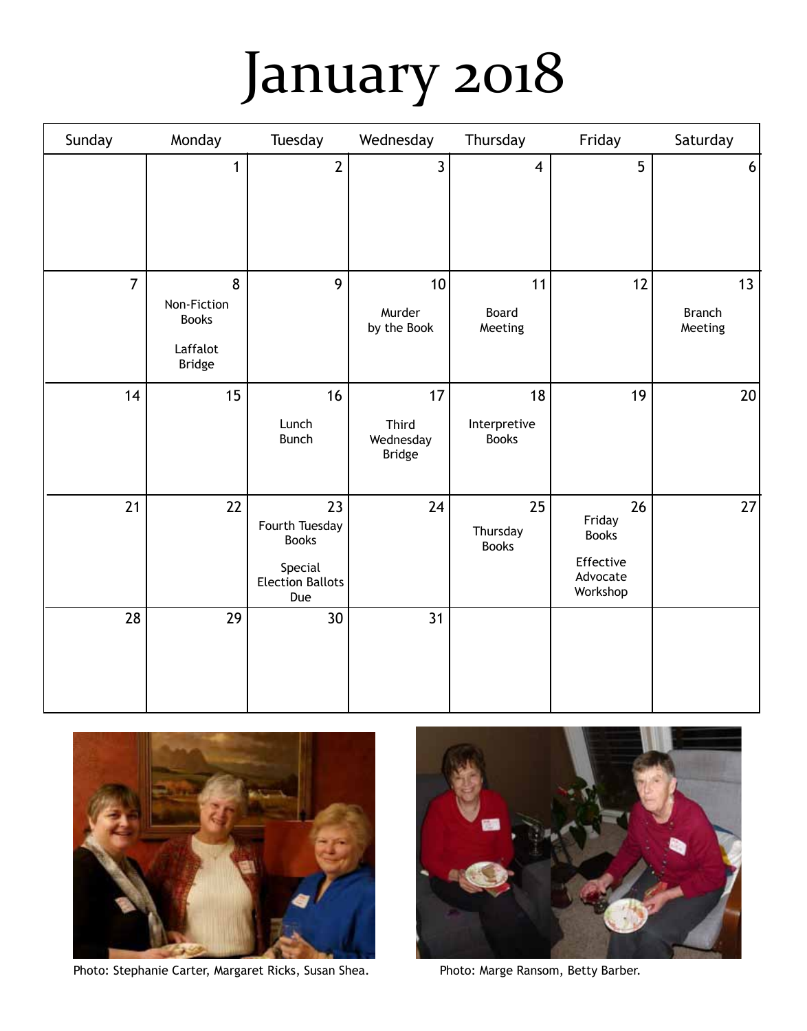# January 2018

| Sunday | Monday | Tuesday | Wednesday | Thursday | Friday | Saturday |
|---|---|---|---|---|---|---|
| | 1 | 2 | 3 | 4 | 5 | 6 |
| 7 | 8<br>Non-Fiction Books<br><br>Laffalot Bridge | 9 | 10<br>Murder by the Book | 11<br>Board Meeting | 12 | 13<br>Branch Meeting |
| 14 | 15 | 16<br>Lunch Bunch | 17<br>Third Wednesday Bridge | 18<br>Interpretive Books | 19 | 20 |
| 21 | 22 | 23<br>Fourth Tuesday Books<br><br>Special Election Ballots Due | 24 | 25<br>Thursday Books | 26<br>Friday Books<br><br>Effective Advocate Workshop | 27 |
| 28 | 29 | 30 | 31 | | | |

Photo: Stephanie Carter, Margaret Ricks, Susan Shea.

Photo: Marge Ransom, Betty Barber.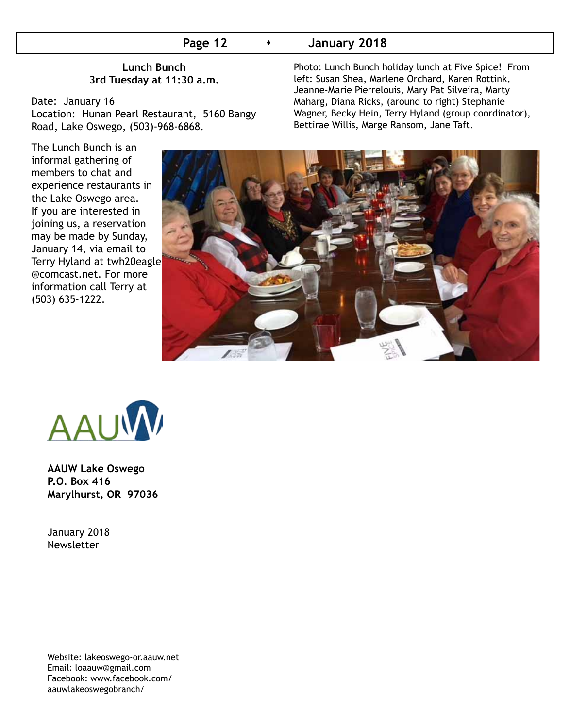## Lunch Bunch
### 3rd Tuesday at 11:30 a.m.

Date: January 16
Location: Hunan Pearl Restaurant, 5160 Bangy Road, Lake Oswego, (503)-968-6868.

The Lunch Bunch is an informal gathering of members to chat and experience restaurants in the Lake Oswego area. If you are interested in joining us, a reservation may be made by Sunday, January 14, via email to Terry Hyland at twh20eagle@comcast.net. For more information call Terry at (503) 635-1222.

Photo: Lunch Bunch holiday lunch at Five Spice! From left: Susan Shea, Marlene Orchard, Karen Rottink, Jeanne-Marie Pierrelouis, Mary Pat Silveira, Marty Maharg, Diana Ricks, (around to right) Stephanie Wagner, Becky Hein, Terry Hyland (group coordinator), Bettirae Willis, Marge Ransom, Jane Taft.

AAUW

**AAUW Lake Oswego**
**P.O. Box 416**
**Marylhurst, OR 97036**

January 2018
Newsletter

Website: lakeoswego-or.aauw.net
Email: loaauw@gmail.com
Facebook: www.facebook.com/aauwlakeoswegobranch/